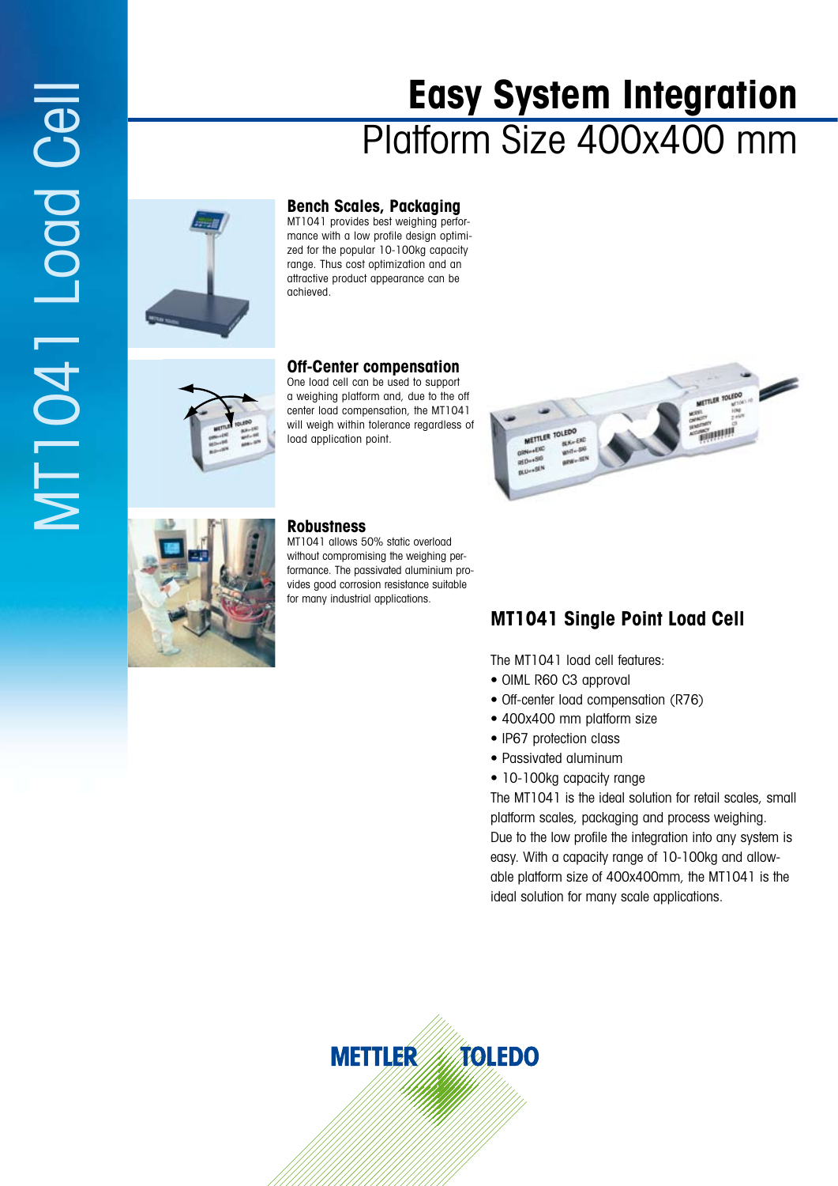# MT1041 Load Cell

# Easy System Integration

## Platform Size 400x400 mm

### Bench Scales, Packaging

MT1041 provides best weighing performance with a low profile design optimized for the popular 10-100kg capacity range. Thus cost optimization and an attractive product appearance can be achieved.

### Off-Center compensation

One load cell can be used to support a weighing platform and, due to the off center load compensation, the MT1041 will weigh within tolerance regardless of load application point.

### Robustness

MT1041 allows 50% static overload without compromising the weighing performance. The passivated aluminium provides good corrosion resistance suitable for many industrial applications.

## MT1041 Single Point Load Cell

The MT1041 load cell features:

- OIML R60 C3 approval
- Off-center load compensation (R76)
- 400x400 mm platform size
- IP67 protection class
- Passivated aluminum
- 10-100kg capacity range

The MT1041 is the ideal solution for retail scales, small platform scales, packaging and process weighing. Due to the low profile the integration into any system is easy. With a capacity range of 10-100kg and allowable platform size of 400x400mm, the MT1041 is the ideal solution for many scale applications.

METTLER TOLEDO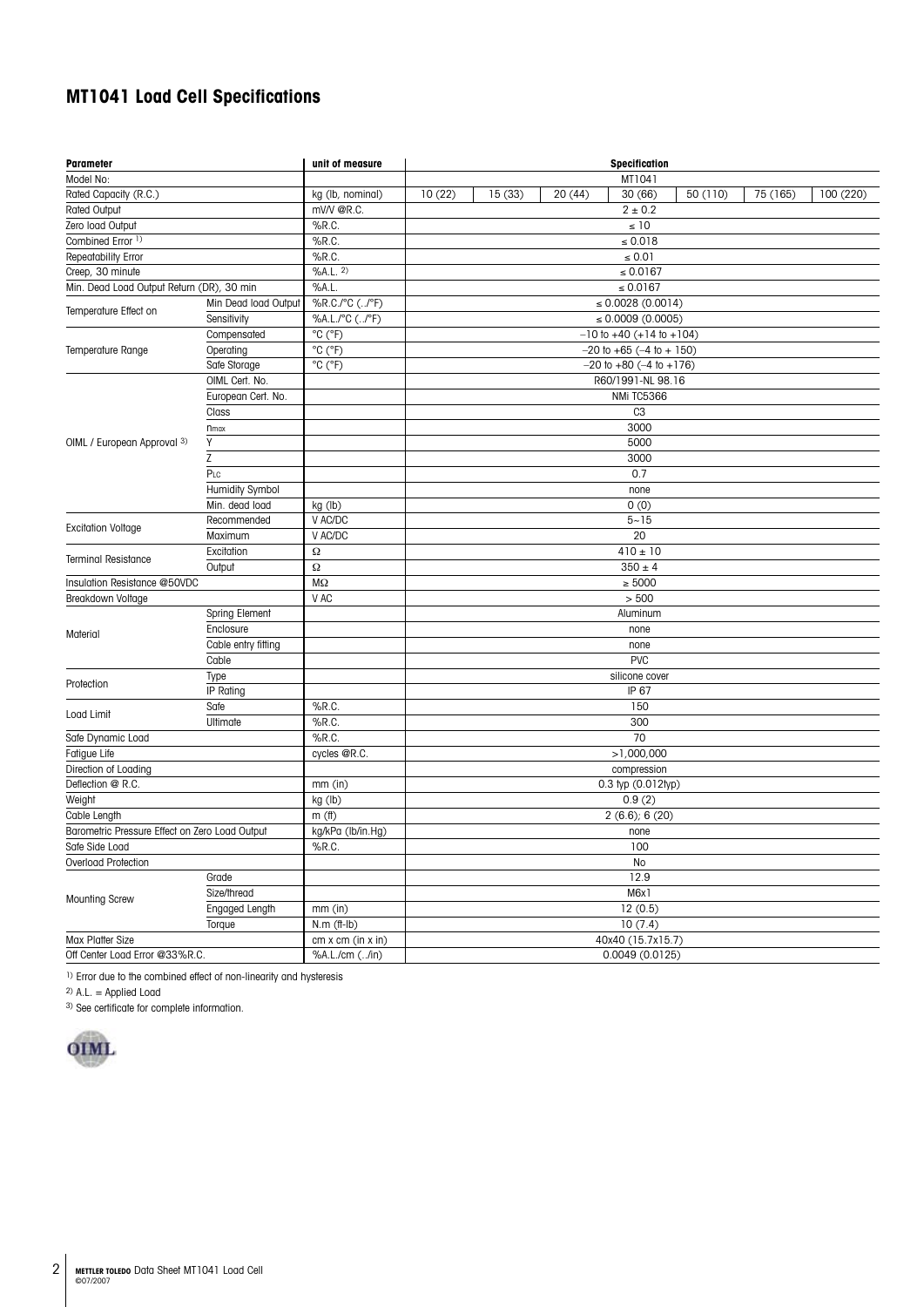## MT1041 Load Cell Specifications

| Parameter | | unit of measure | Specification | | | | | | |
|---|---|---|---|---|---|---|---|---|---|
| Model No: | | | MT1041 | | | | | | |
| Rated Capacity (R.C.) | | kg (lb, nominal) | 10 (22) | 15 (33) | 20 (44) | 30 (66) | 50 (110) | 75 (165) | 100 (220) |
| Rated Output | | mV/V @R.C. | 2 ± 0.2 | | | | | | |
| Zero load Output | | %R.C. | ≤ 10 | | | | | | |
| Combined Error [1] | | %R.C. | ≤ 0.018 | | | | | | |
| Repeatability Error | | %R.C. | ≤ 0.01 | | | | | | |
| Creep, 30 minute | | %A.L. [2] | ≤ 0.0167 | | | | | | |
| Min. Dead Load Output Return (DR), 30 min | | %A.L. | ≤ 0.0167 | | | | | | |
| Temperature Effect on | Min Dead load Output | %R.C./°C (../°F) | ≤ 0.0028 (0.0014) | | | | | | |
| | Sensitivity | %A.L./°C (../°F) | ≤ 0.0009 (0.0005) | | | | | | |
| Temperature Range | Compensated | °C (°F) | –10 to +40 (+14 to +104) | | | | | | |
| | Operating | °C (°F) | –20 to +65 (–4 to + 150) | | | | | | |
| | Safe Storage | °C (°F) | –20 to +80 (–4 to +176) | | | | | | |
| OIML / European Approval [3] | OIML Cert. No. | | R60/1991-NL 98.16 | | | | | | |
| | European Cert. No. | | NMi TC5366 | | | | | | |
| | Class | | C3 | | | | | | |
| | $n_{max}$ | | 3000 | | | | | | |
| | Y | | 5000 | | | | | | |
| | Z | | 3000 | | | | | | |
| | $P_{LC}$ | | 0.7 | | | | | | |
| | Humidity Symbol | | none | | | | | | |
| | Min. dead load | kg (lb) | 0 (0) | | | | | | |
| Excitation Voltage | Recommended | V AC/DC | 5~15 | | | | | | |
| | Maximum | V AC/DC | 20 | | | | | | |
| Terminal Resistance | Excitation | Ω | 410 ± 10 | | | | | | |
| | Output | Ω | 350 ± 4 | | | | | | |
| Insulation Resistance @50VDC | | MΩ | ≥ 5000 | | | | | | |
| Breakdown Voltage | | V AC | > 500 | | | | | | |
| Material | Spring Element | | Aluminum | | | | | | |
| | Enclosure | | none | | | | | | |
| | Cable entry fitting | | none | | | | | | |
| | Cable | | PVC | | | | | | |
| Protection | Type | | silicone cover | | | | | | |
| | IP Rating | | IP 67 | | | | | | |
| Load Limit | Safe | %R.C. | 150 | | | | | | |
| | Ultimate | %R.C. | 300 | | | | | | |
| Safe Dynamic Load | | %R.C. | 70 | | | | | | |
| Fatigue Life | | cycles @R.C. | >1,000,000 | | | | | | |
| Direction of Loading | | | compression | | | | | | |
| Deflection @ R.C. | | mm (in) | 0.3 typ (0.012typ) | | | | | | |
| Weight | | kg (lb) | 0.9 (2) | | | | | | |
| Cable Length | | m (ft) | 2 (6.6); 6 (20) | | | | | | |
| Barometric Pressure Effect on Zero Load Output | | kg/kPa (lb/in.Hg) | none | | | | | | |
| Safe Side Load | | %R.C. | 100 | | | | | | |
| Overload Protection | | | No | | | | | | |
| Mounting Screw | Grade | | 12.9 | | | | | | |
| | Size/thread | | M6x1 | | | | | | |
| | Engaged Length | mm (in) | 12 (0.5) | | | | | | |
| | Torque | N.m (ft-lb) | 10 (7.4) | | | | | | |
| Max Platter Size | | cm x cm (in x in) | 40x40 (15.7x15.7) | | | | | | |
| Off Center Load Error @33%R.C. | | %A.L./cm (../in) | 0.0049 (0.0125) | | | | | | |

[1] Error due to the combined effect of non-linearity and hysteresis

[2] A.L. = Applied Load

[3] See certificate for complete information.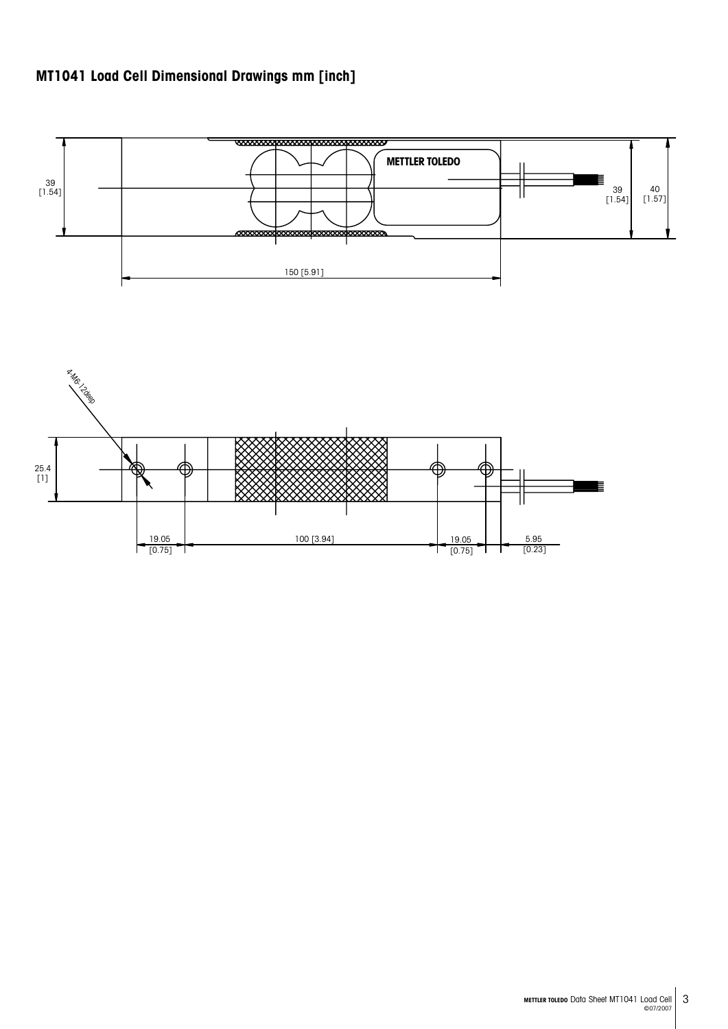## MT1041 Load Cell Dimensional Drawings mm [inch]

METTLER TOLEDO

39 [1.54]

39 [1.54]

40 [1.57]

150 [5.91]

4-M6-12deep

25.4 [1]

19.05 [0.75]

100 [3.94]

19.05 [0.75]

5.95 [0.23]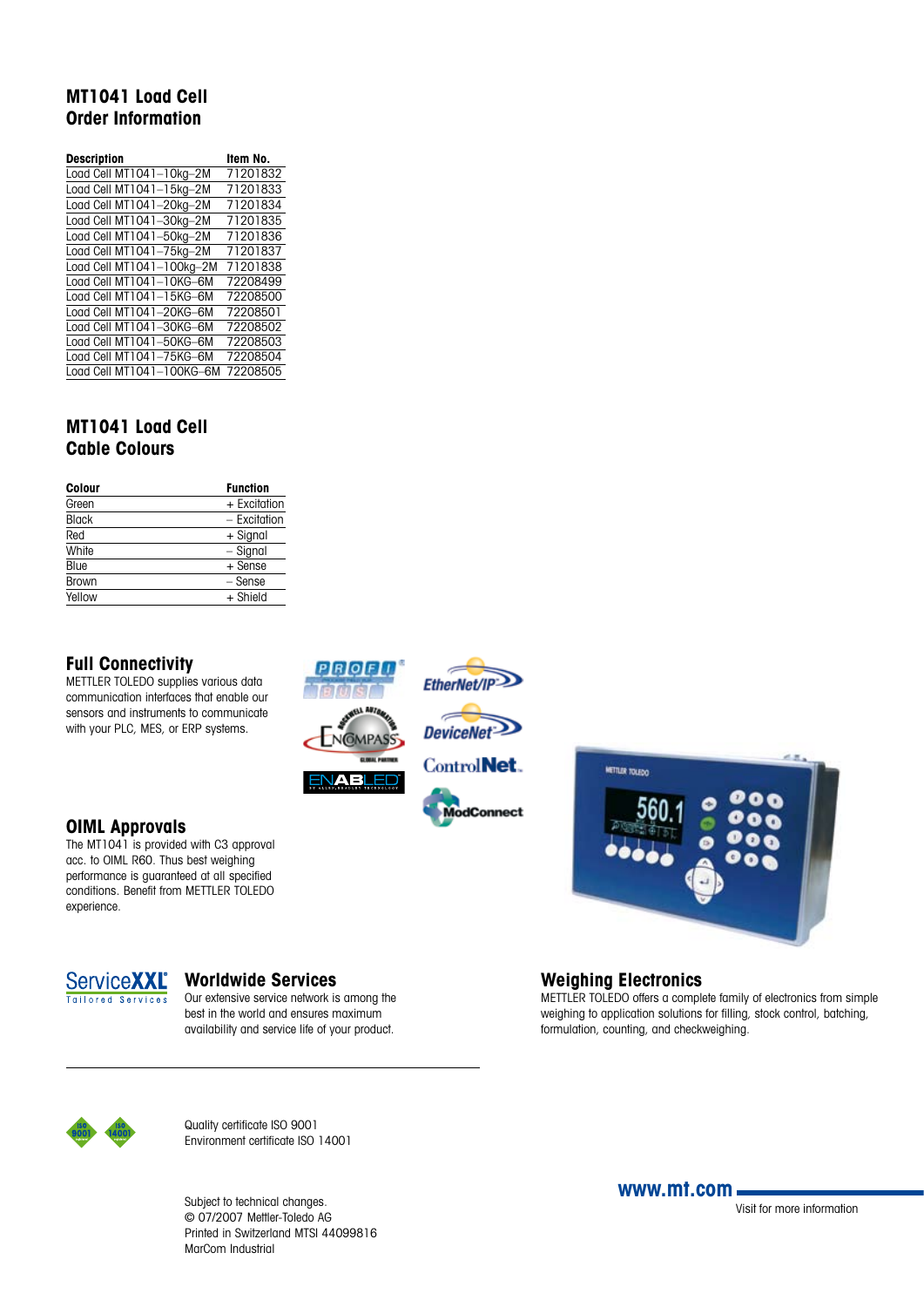## MT1041 Load Cell Order Information

| Description | Item No. |
|---|---|
| Load Cell MT1041–10kg–2M | 71201832 |
| Load Cell MT1041–15kg–2M | 71201833 |
| Load Cell MT1041–20kg–2M | 71201834 |
| Load Cell MT1041–30kg–2M | 71201835 |
| Load Cell MT1041–50kg–2M | 71201836 |
| Load Cell MT1041–75kg–2M | 71201837 |
| Load Cell MT1041–100kg–2M | 71201838 |
| Load Cell MT1041–10KG–6M | 72208499 |
| Load Cell MT1041–15KG–6M | 72208500 |
| Load Cell MT1041–20KG–6M | 72208501 |
| Load Cell MT1041–30KG–6M | 72208502 |
| Load Cell MT1041–50KG–6M | 72208503 |
| Load Cell MT1041–75KG–6M | 72208504 |
| Load Cell MT1041–100KG–6M | 72208505 |

## MT1041 Load Cell Cable Colours

| Colour | Function |
|---|---|
| Green | + Excitation |
| Black | – Excitation |
| Red | + Signal |
| White | – Signal |
| Blue | + Sense |
| Brown | – Sense |
| Yellow | + Shield |

## Full Connectivity

METTLER TOLEDO supplies various data communication interfaces that enable our sensors and instruments to communicate with your PLC, MES, or ERP systems.

## OIML Approvals

The MT1041 is provided with C3 approval acc. to OIML R60. Thus best weighing performance is guaranteed at all specified conditions. Benefit from METTLER TOLEDO experience.

## Worldwide Services

Our extensive service network is among the best in the world and ensures maximum availability and service life of your product.

## Weighing Electronics

METTLER TOLEDO offers a complete family of electronics from simple weighing to application solutions for filling, stock control, batching, formulation, counting, and checkweighing.

Quality certificate ISO 9001
Environment certificate ISO 14001

Subject to technical changes.
© 07/2007 Mettler-Toledo AG
Printed in Switzerland MTSI 44099816
MarCom Industrial

**www.mt.com**
Visit for more information